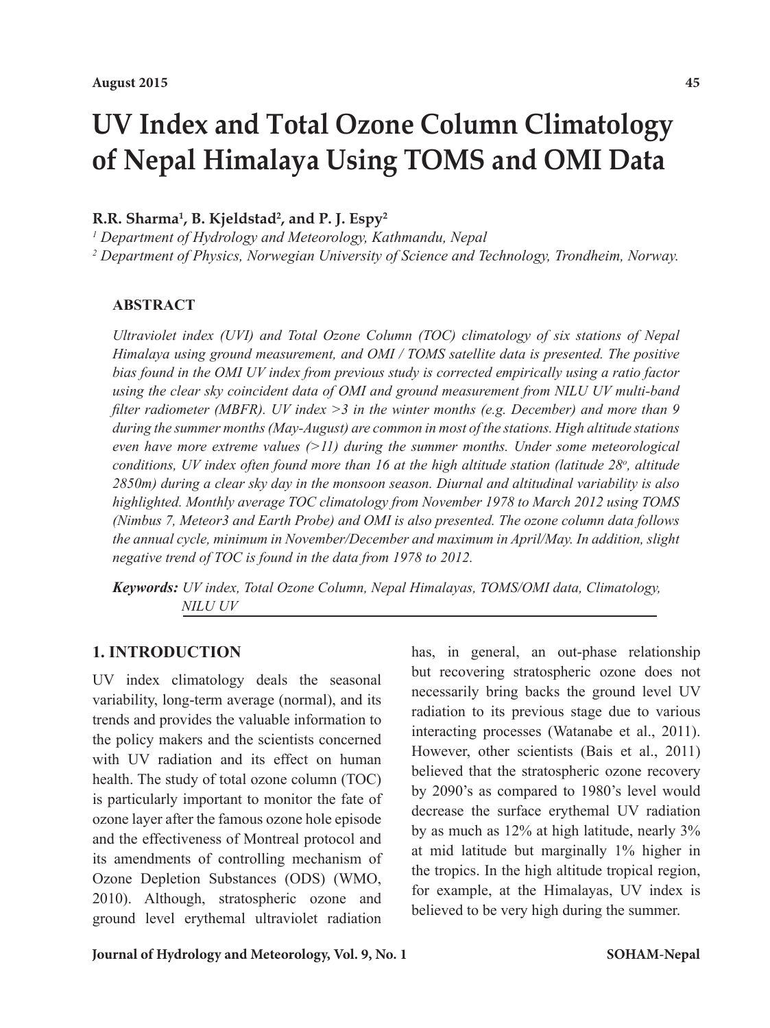# UV Index and Total Ozone Column Climatology of Nepal Himalaya Using TOMS and OMI Data

**R.R. Sharma[1], B. Kjeldstad[2], and P. J. Espy[2]**

*[1] Department of Hydrology and Meteorology, Kathmandu, Nepal*

*[2] Department of Physics, Norwegian University of Science and Technology, Trondheim, Norway.*

## ABSTRACT

*Ultraviolet index (UVI) and Total Ozone Column (TOC) climatology of six stations of Nepal Himalaya using ground measurement, and OMI / TOMS satellite data is presented. The positive bias found in the OMI UV index from previous study is corrected empirically using a ratio factor using the clear sky coincident data of OMI and ground measurement from NILU UV multi-band filter radiometer (MBFR). UV index >3 in the winter months (e.g. December) and more than 9 during the summer months (May-August) are common in most of the stations. High altitude stations even have more extreme values (>11) during the summer months. Under some meteorological conditions, UV index often found more than 16 at the high altitude station (latitude 28°, altitude 2850m) during a clear sky day in the monsoon season. Diurnal and altitudinal variability is also highlighted. Monthly average TOC climatology from November 1978 to March 2012 using TOMS (Nimbus 7, Meteor3 and Earth Probe) and OMI is also presented. The ozone column data follows the annual cycle, minimum in November/December and maximum in April/May. In addition, slight negative trend of TOC is found in the data from 1978 to 2012.*

***Keywords:*** *UV index, Total Ozone Column, Nepal Himalayas, TOMS/OMI data, Climatology, NILU UV*

## 1. INTRODUCTION

UV index climatology deals the seasonal variability, long-term average (normal), and its trends and provides the valuable information to the policy makers and the scientists concerned with UV radiation and its effect on human health. The study of total ozone column (TOC) is particularly important to monitor the fate of ozone layer after the famous ozone hole episode and the effectiveness of Montreal protocol and its amendments of controlling mechanism of Ozone Depletion Substances (ODS) (WMO, 2010). Although, stratospheric ozone and ground level erythemal ultraviolet radiation has, in general, an out-phase relationship but recovering stratospheric ozone does not necessarily bring backs the ground level UV radiation to its previous stage due to various interacting processes (Watanabe et al., 2011). However, other scientists (Bais et al., 2011) believed that the stratospheric ozone recovery by 2090's as compared to 1980's level would decrease the surface erythemal UV radiation by as much as 12% at high latitude, nearly 3% at mid latitude but marginally 1% higher in the tropics. In the high altitude tropical region, for example, at the Himalayas, UV index is believed to be very high during the summer.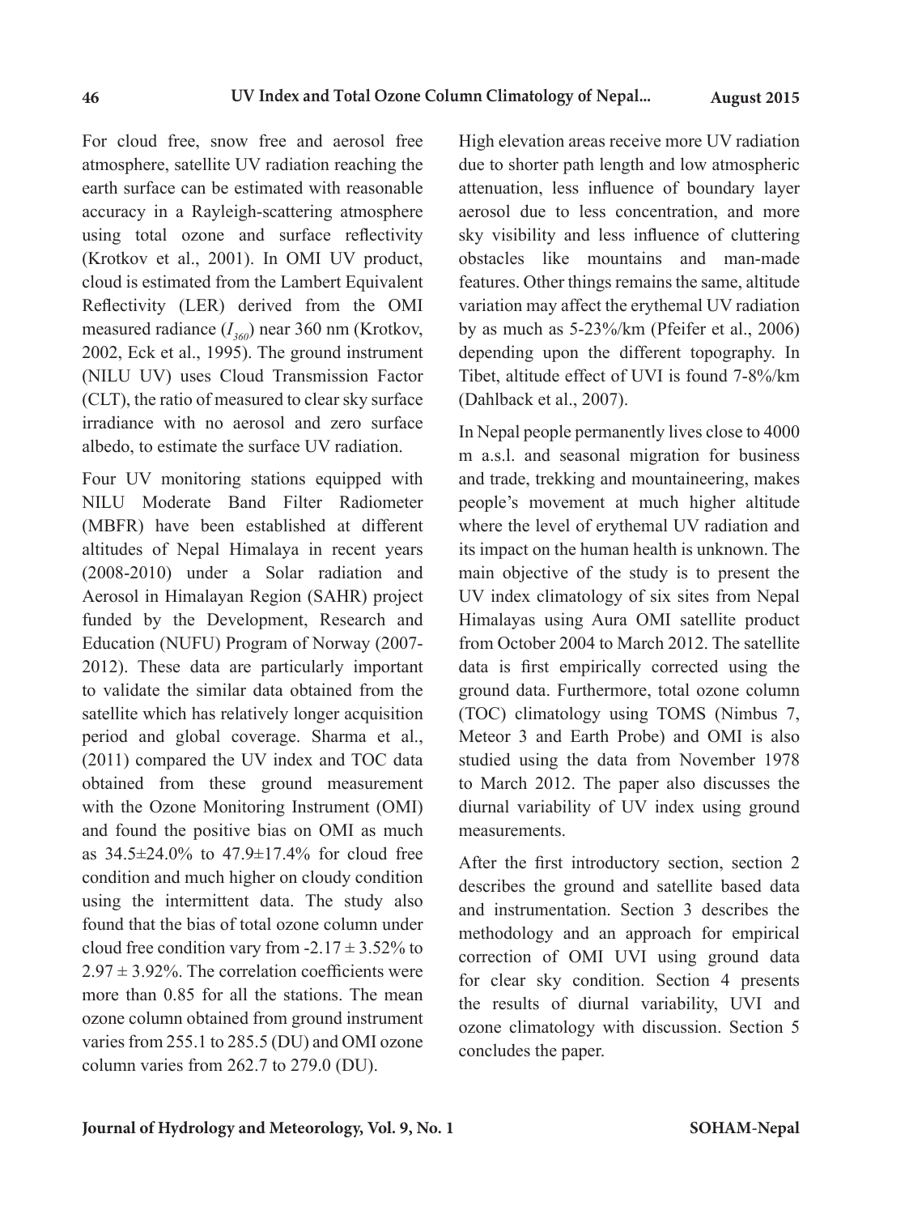For cloud free, snow free and aerosol free atmosphere, satellite UV radiation reaching the earth surface can be estimated with reasonable accuracy in a Rayleigh-scattering atmosphere using total ozone and surface reflectivity (Krotkov et al., 2001). In OMI UV product, cloud is estimated from the Lambert Equivalent Reflectivity (LER) derived from the OMI measured radiance ($I_{360}$) near 360 nm (Krotkov, 2002, Eck et al., 1995). The ground instrument (NILU UV) uses Cloud Transmission Factor (CLT), the ratio of measured to clear sky surface irradiance with no aerosol and zero surface albedo, to estimate the surface UV radiation.

Four UV monitoring stations equipped with NILU Moderate Band Filter Radiometer (MBFR) have been established at different altitudes of Nepal Himalaya in recent years (2008-2010) under a Solar radiation and Aerosol in Himalayan Region (SAHR) project funded by the Development, Research and Education (NUFU) Program of Norway (2007-2012). These data are particularly important to validate the similar data obtained from the satellite which has relatively longer acquisition period and global coverage. Sharma et al., (2011) compared the UV index and TOC data obtained from these ground measurement with the Ozone Monitoring Instrument (OMI) and found the positive bias on OMI as much as 34.5±24.0% to 47.9±17.4% for cloud free condition and much higher on cloudy condition using the intermittent data. The study also found that the bias of total ozone column under cloud free condition vary from -2.17 ± 3.52% to 2.97 ± 3.92%. The correlation coefficients were more than 0.85 for all the stations. The mean ozone column obtained from ground instrument varies from 255.1 to 285.5 (DU) and OMI ozone column varies from 262.7 to 279.0 (DU).

High elevation areas receive more UV radiation due to shorter path length and low atmospheric attenuation, less influence of boundary layer aerosol due to less concentration, and more sky visibility and less influence of cluttering obstacles like mountains and man-made features. Other things remains the same, altitude variation may affect the erythemal UV radiation by as much as 5-23%/km (Pfeifer et al., 2006) depending upon the different topography. In Tibet, altitude effect of UVI is found 7-8%/km (Dahlback et al., 2007).

In Nepal people permanently lives close to 4000 m a.s.l. and seasonal migration for business and trade, trekking and mountaineering, makes people's movement at much higher altitude where the level of erythemal UV radiation and its impact on the human health is unknown. The main objective of the study is to present the UV index climatology of six sites from Nepal Himalayas using Aura OMI satellite product from October 2004 to March 2012. The satellite data is first empirically corrected using the ground data. Furthermore, total ozone column (TOC) climatology using TOMS (Nimbus 7, Meteor 3 and Earth Probe) and OMI is also studied using the data from November 1978 to March 2012. The paper also discusses the diurnal variability of UV index using ground measurements.

After the first introductory section, section 2 describes the ground and satellite based data and instrumentation. Section 3 describes the methodology and an approach for empirical correction of OMI UVI using ground data for clear sky condition. Section 4 presents the results of diurnal variability, UVI and ozone climatology with discussion. Section 5 concludes the paper.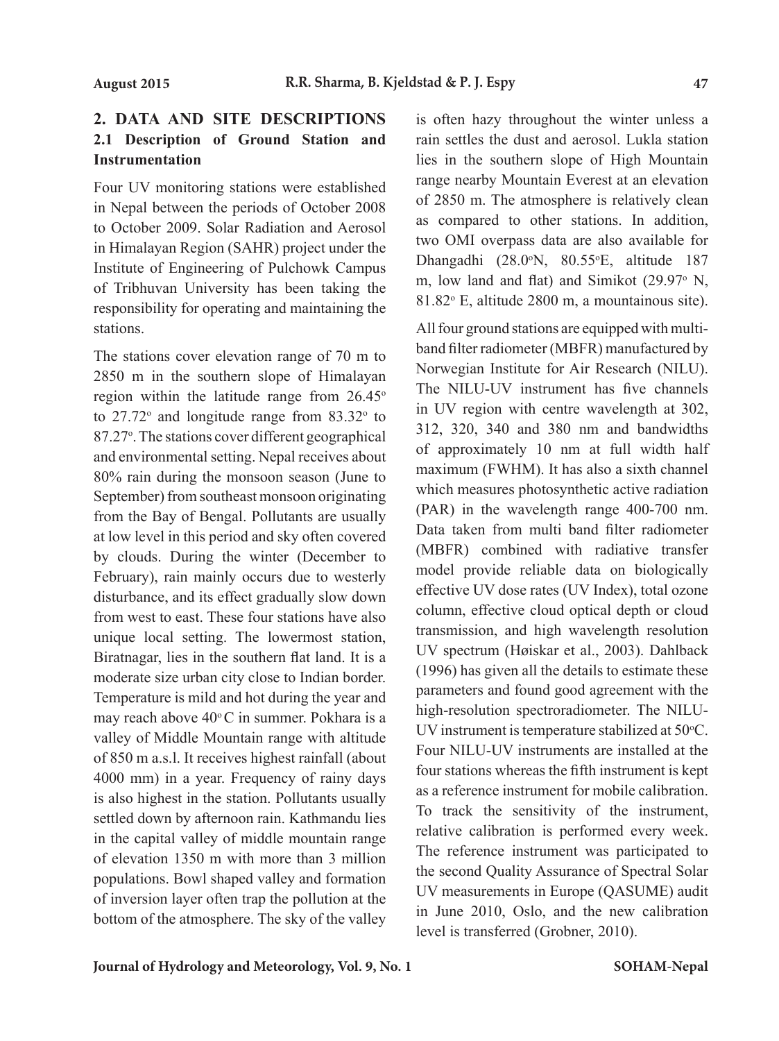## 2. DATA AND SITE DESCRIPTIONS

### 2.1 Description of Ground Station and Instrumentation

Four UV monitoring stations were established in Nepal between the periods of October 2008 to October 2009. Solar Radiation and Aerosol in Himalayan Region (SAHR) project under the Institute of Engineering of Pulchowk Campus of Tribhuvan University has been taking the responsibility for operating and maintaining the stations.

The stations cover elevation range of 70 m to 2850 m in the southern slope of Himalayan region within the latitude range from 26.45° to 27.72° and longitude range from 83.32° to 87.27°. The stations cover different geographical and environmental setting. Nepal receives about 80% rain during the monsoon season (June to September) from southeast monsoon originating from the Bay of Bengal. Pollutants are usually at low level in this period and sky often covered by clouds. During the winter (December to February), rain mainly occurs due to westerly disturbance, and its effect gradually slow down from west to east. These four stations have also unique local setting. The lowermost station, Biratnagar, lies in the southern flat land. It is a moderate size urban city close to Indian border. Temperature is mild and hot during the year and may reach above 40° C in summer. Pokhara is a valley of Middle Mountain range with altitude of 850 m a.s.l. It receives highest rainfall (about 4000 mm) in a year. Frequency of rainy days is also highest in the station. Pollutants usually settled down by afternoon rain. Kathmandu lies in the capital valley of middle mountain range of elevation 1350 m with more than 3 million populations. Bowl shaped valley and formation of inversion layer often trap the pollution at the bottom of the atmosphere. The sky of the valley is often hazy throughout the winter unless a rain settles the dust and aerosol. Lukla station lies in the southern slope of High Mountain range nearby Mountain Everest at an elevation of 2850 m. The atmosphere is relatively clean as compared to other stations. In addition, two OMI overpass data are also available for Dhangadhi (28.0°N, 80.55°E, altitude 187 m, low land and flat) and Simikot (29.97° N, 81.82° E, altitude 2800 m, a mountainous site).

All four ground stations are equipped with multi-band filter radiometer (MBFR) manufactured by Norwegian Institute for Air Research (NILU). The NILU-UV instrument has five channels in UV region with centre wavelength at 302, 312, 320, 340 and 380 nm and bandwidths of approximately 10 nm at full width half maximum (FWHM). It has also a sixth channel which measures photosynthetic active radiation (PAR) in the wavelength range 400-700 nm. Data taken from multi band filter radiometer (MBFR) combined with radiative transfer model provide reliable data on biologically effective UV dose rates (UV Index), total ozone column, effective cloud optical depth or cloud transmission, and high wavelength resolution UV spectrum (Høiskar et al., 2003). Dahlback (1996) has given all the details to estimate these parameters and found good agreement with the high-resolution spectroradiometer. The NILU-UV instrument is temperature stabilized at 50°C. Four NILU-UV instruments are installed at the four stations whereas the fifth instrument is kept as a reference instrument for mobile calibration. To track the sensitivity of the instrument, relative calibration is performed every week. The reference instrument was participated to the second Quality Assurance of Spectral Solar UV measurements in Europe (QASUME) audit in June 2010, Oslo, and the new calibration level is transferred (Grobner, 2010).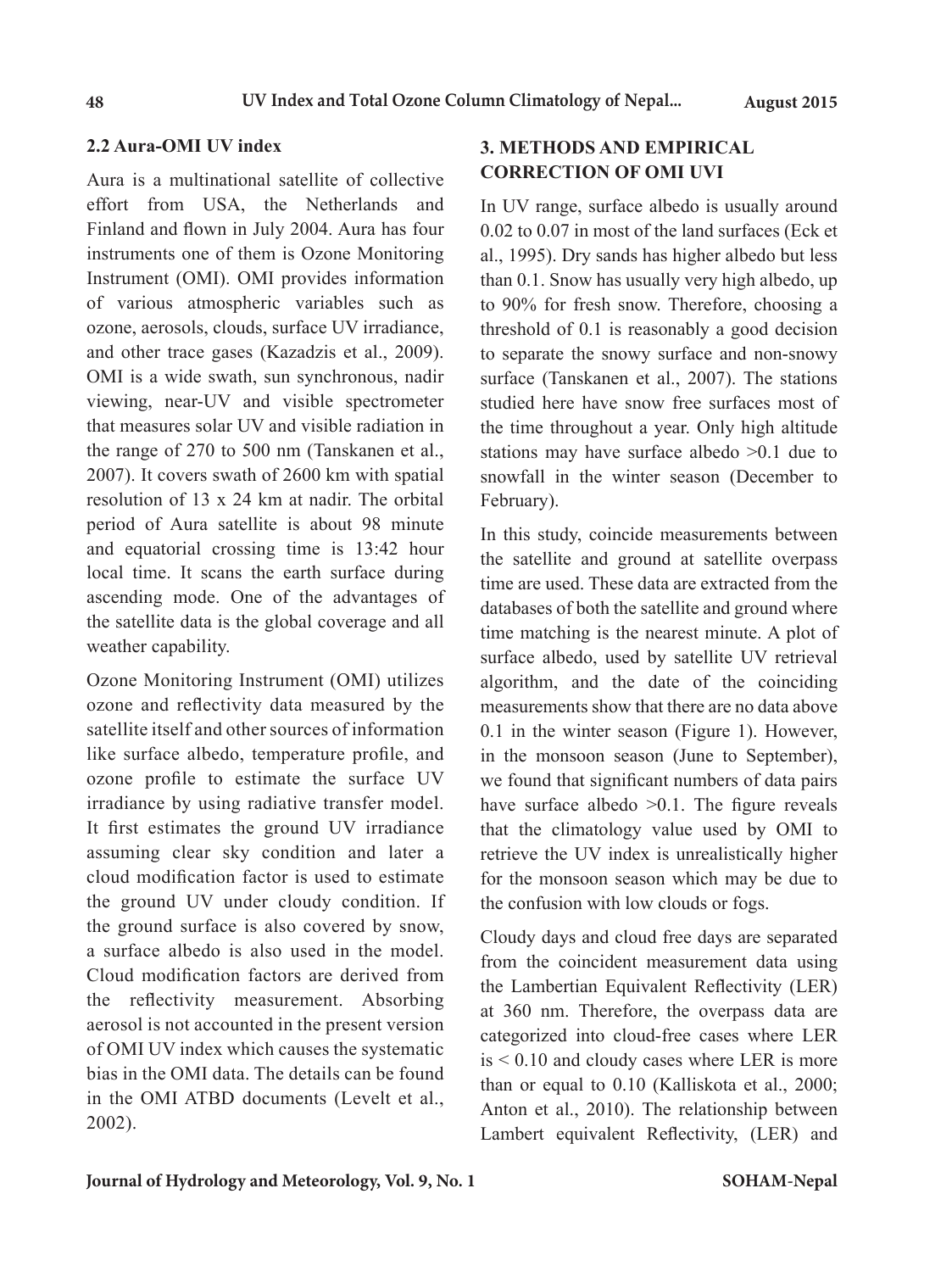### 2.2 Aura-OMI UV index

Aura is a multinational satellite of collective effort from USA, the Netherlands and Finland and flown in July 2004. Aura has four instruments one of them is Ozone Monitoring Instrument (OMI). OMI provides information of various atmospheric variables such as ozone, aerosols, clouds, surface UV irradiance, and other trace gases (Kazadzis et al., 2009). OMI is a wide swath, sun synchronous, nadir viewing, near-UV and visible spectrometer that measures solar UV and visible radiation in the range of 270 to 500 nm (Tanskanen et al., 2007). It covers swath of 2600 km with spatial resolution of 13 x 24 km at nadir. The orbital period of Aura satellite is about 98 minute and equatorial crossing time is 13:42 hour local time. It scans the earth surface during ascending mode. One of the advantages of the satellite data is the global coverage and all weather capability.

Ozone Monitoring Instrument (OMI) utilizes ozone and reflectivity data measured by the satellite itself and other sources of information like surface albedo, temperature profile, and ozone profile to estimate the surface UV irradiance by using radiative transfer model. It first estimates the ground UV irradiance assuming clear sky condition and later a cloud modification factor is used to estimate the ground UV under cloudy condition. If the ground surface is also covered by snow, a surface albedo is also used in the model. Cloud modification factors are derived from the reflectivity measurement. Absorbing aerosol is not accounted in the present version of OMI UV index which causes the systematic bias in the OMI data. The details can be found in the OMI ATBD documents (Levelt et al., 2002).

## 3. METHODS AND EMPIRICAL CORRECTION OF OMI UVI

In UV range, surface albedo is usually around 0.02 to 0.07 in most of the land surfaces (Eck et al., 1995). Dry sands has higher albedo but less than 0.1. Snow has usually very high albedo, up to 90% for fresh snow. Therefore, choosing a threshold of 0.1 is reasonably a good decision to separate the snowy surface and non-snowy surface (Tanskanen et al., 2007). The stations studied here have snow free surfaces most of the time throughout a year. Only high altitude stations may have surface albedo >0.1 due to snowfall in the winter season (December to February).

In this study, coincide measurements between the satellite and ground at satellite overpass time are used. These data are extracted from the databases of both the satellite and ground where time matching is the nearest minute. A plot of surface albedo, used by satellite UV retrieval algorithm, and the date of the coinciding measurements show that there are no data above 0.1 in the winter season (Figure 1). However, in the monsoon season (June to September), we found that significant numbers of data pairs have surface albedo >0.1. The figure reveals that the climatology value used by OMI to retrieve the UV index is unrealistically higher for the monsoon season which may be due to the confusion with low clouds or fogs.

Cloudy days and cloud free days are separated from the coincident measurement data using the Lambertian Equivalent Reflectivity (LER) at 360 nm. Therefore, the overpass data are categorized into cloud-free cases where LER is < 0.10 and cloudy cases where LER is more than or equal to 0.10 (Kalliskota et al., 2000; Anton et al., 2010). The relationship between Lambert equivalent Reflectivity, (LER) and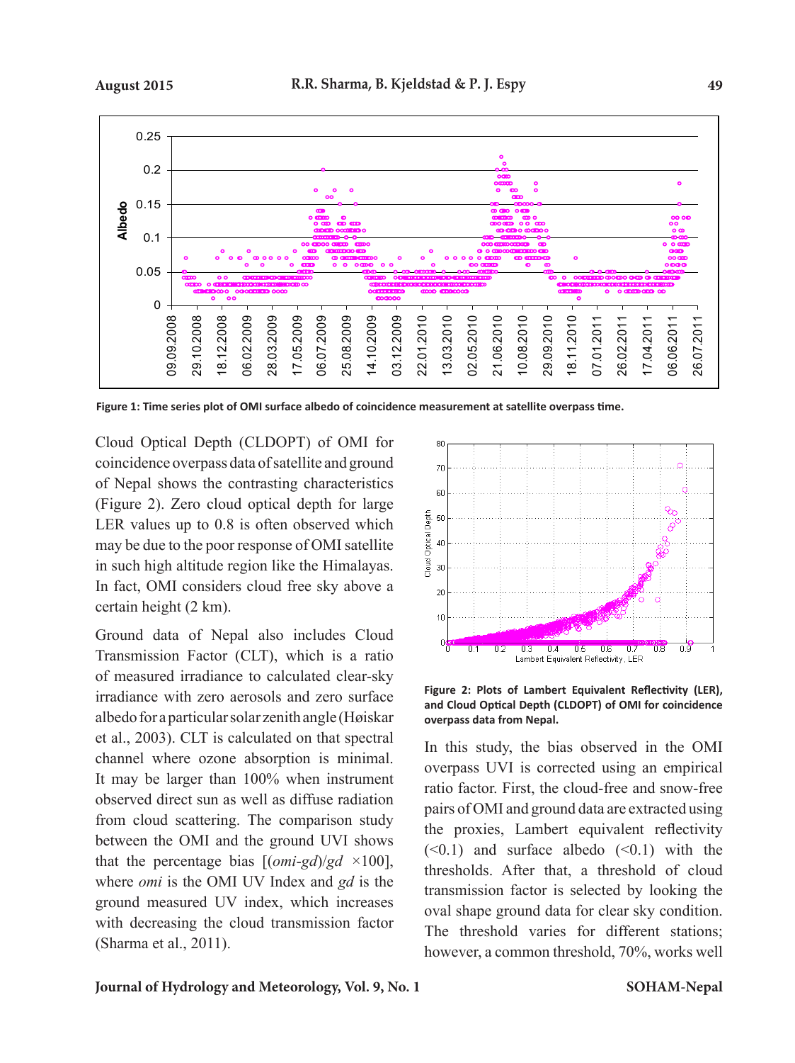Figure 1: Time series plot of OMI surface albedo of coincidence measurement at satellite overpass time.

Cloud Optical Depth (CLDOPT) of OMI for coincidence overpass data of satellite and ground of Nepal shows the contrasting characteristics (Figure 2). Zero cloud optical depth for large LER values up to 0.8 is often observed which may be due to the poor response of OMI satellite in such high altitude region like the Himalayas. In fact, OMI considers cloud free sky above a certain height (2 km).

Ground data of Nepal also includes Cloud Transmission Factor (CLT), which is a ratio of measured irradiance to calculated clear-sky irradiance with zero aerosols and zero surface albedo for a particular solar zenith angle (Høiskar et al., 2003). CLT is calculated on that spectral channel where ozone absorption is minimal. It may be larger than 100% when instrument observed direct sun as well as diffuse radiation from cloud scattering. The comparison study between the OMI and the ground UVI shows that the percentage bias [(*omi*-*gd*)/*gd* ×100], where *omi* is the OMI UV Index and *gd* is the ground measured UV index, which increases with decreasing the cloud transmission factor (Sharma et al., 2011).

Figure 2: Plots of Lambert Equivalent Reflectivity (LER), and Cloud Optical Depth (CLDOPT) of OMI for coincidence overpass data from Nepal.

In this study, the bias observed in the OMI overpass UVI is corrected using an empirical ratio factor. First, the cloud-free and snow-free pairs of OMI and ground data are extracted using the proxies, Lambert equivalent reflectivity (<0.1) and surface albedo (<0.1) with the thresholds. After that, a threshold of cloud transmission factor is selected by looking the oval shape ground data for clear sky condition. The threshold varies for different stations; however, a common threshold, 70%, works well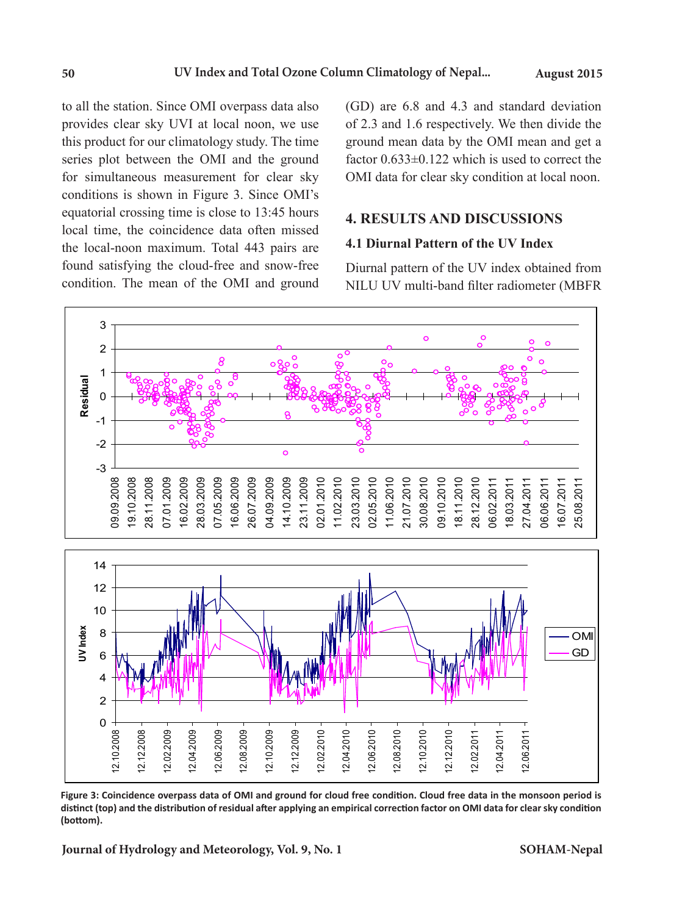to all the station. Since OMI overpass data also provides clear sky UVI at local noon, we use this product for our climatology study. The time series plot between the OMI and the ground for simultaneous measurement for clear sky conditions is shown in Figure 3. Since OMI's equatorial crossing time is close to 13:45 hours local time, the coincidence data often missed the local-noon maximum. Total 443 pairs are found satisfying the cloud-free and snow-free condition. The mean of the OMI and ground (GD) are 6.8 and 4.3 and standard deviation of 2.3 and 1.6 respectively. We then divide the ground mean data by the OMI mean and get a factor 0.633±0.122 which is used to correct the OMI data for clear sky condition at local noon.

## 4. RESULTS AND DISCUSSIONS

### 4.1 Diurnal Pattern of the UV Index

Diurnal pattern of the UV index obtained from NILU UV multi-band filter radiometer (MBFR

**Figure 3: Coincidence overpass data of OMI and ground for cloud free condition. Cloud free data in the monsoon period is distinct (top) and the distribution of residual after applying an empirical correction factor on OMI data for clear sky condition (bottom).**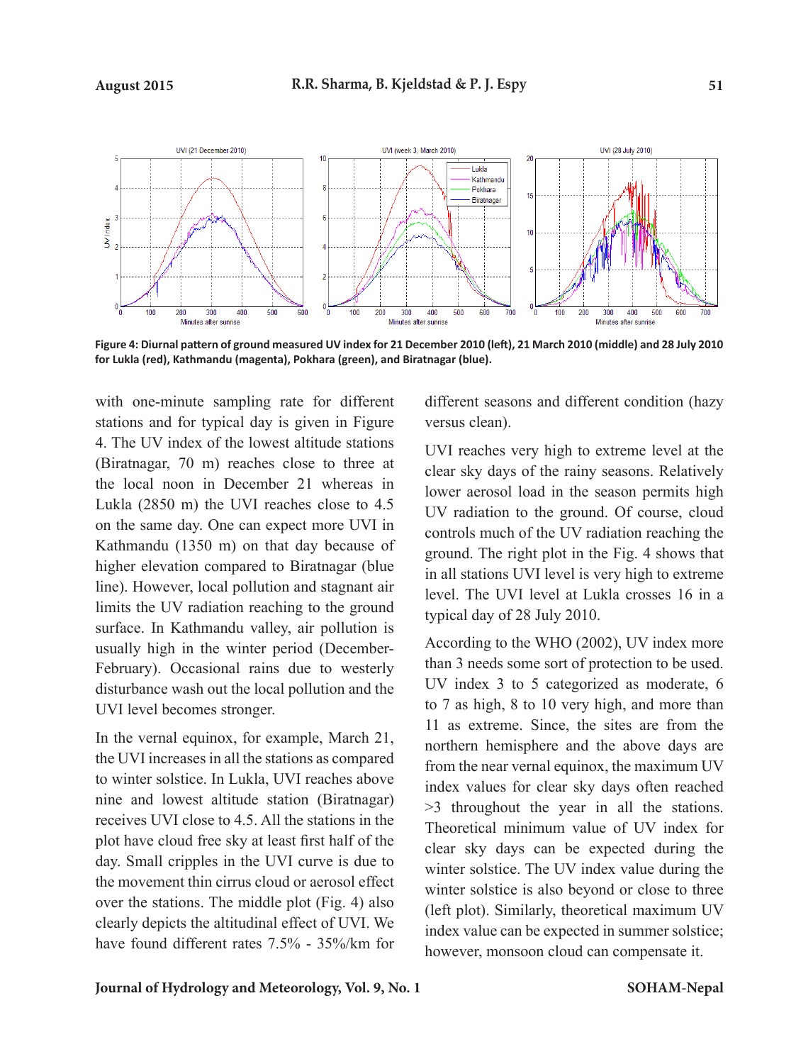Figure 4: Diurnal pattern of ground measured UV index for 21 December 2010 (left), 21 March 2010 (middle) and 28 July 2010 for Lukla (red), Kathmandu (magenta), Pokhara (green), and Biratnagar (blue).

with one-minute sampling rate for different stations and for typical day is given in Figure 4. The UV index of the lowest altitude stations (Biratnagar, 70 m) reaches close to three at the local noon in December 21 whereas in Lukla (2850 m) the UVI reaches close to 4.5 on the same day. One can expect more UVI in Kathmandu (1350 m) on that day because of higher elevation compared to Biratnagar (blue line). However, local pollution and stagnant air limits the UV radiation reaching to the ground surface. In Kathmandu valley, air pollution is usually high in the winter period (December-February). Occasional rains due to westerly disturbance wash out the local pollution and the UVI level becomes stronger.

In the vernal equinox, for example, March 21, the UVI increases in all the stations as compared to winter solstice. In Lukla, UVI reaches above nine and lowest altitude station (Biratnagar) receives UVI close to 4.5. All the stations in the plot have cloud free sky at least first half of the day. Small cripples in the UVI curve is due to the movement thin cirrus cloud or aerosol effect over the stations. The middle plot (Fig. 4) also clearly depicts the altitudinal effect of UVI. We have found different rates 7.5% - 35%/km for different seasons and different condition (hazy versus clean).

UVI reaches very high to extreme level at the clear sky days of the rainy seasons. Relatively lower aerosol load in the season permits high UV radiation to the ground. Of course, cloud controls much of the UV radiation reaching the ground. The right plot in the Fig. 4 shows that in all stations UVI level is very high to extreme level. The UVI level at Lukla crosses 16 in a typical day of 28 July 2010.

According to the WHO (2002), UV index more than 3 needs some sort of protection to be used. UV index 3 to 5 categorized as moderate, 6 to 7 as high, 8 to 10 very high, and more than 11 as extreme. Since, the sites are from the northern hemisphere and the above days are from the near vernal equinox, the maximum UV index values for clear sky days often reached >3 throughout the year in all the stations. Theoretical minimum value of UV index for clear sky days can be expected during the winter solstice. The UV index value during the winter solstice is also beyond or close to three (left plot). Similarly, theoretical maximum UV index value can be expected in summer solstice; however, monsoon cloud can compensate it.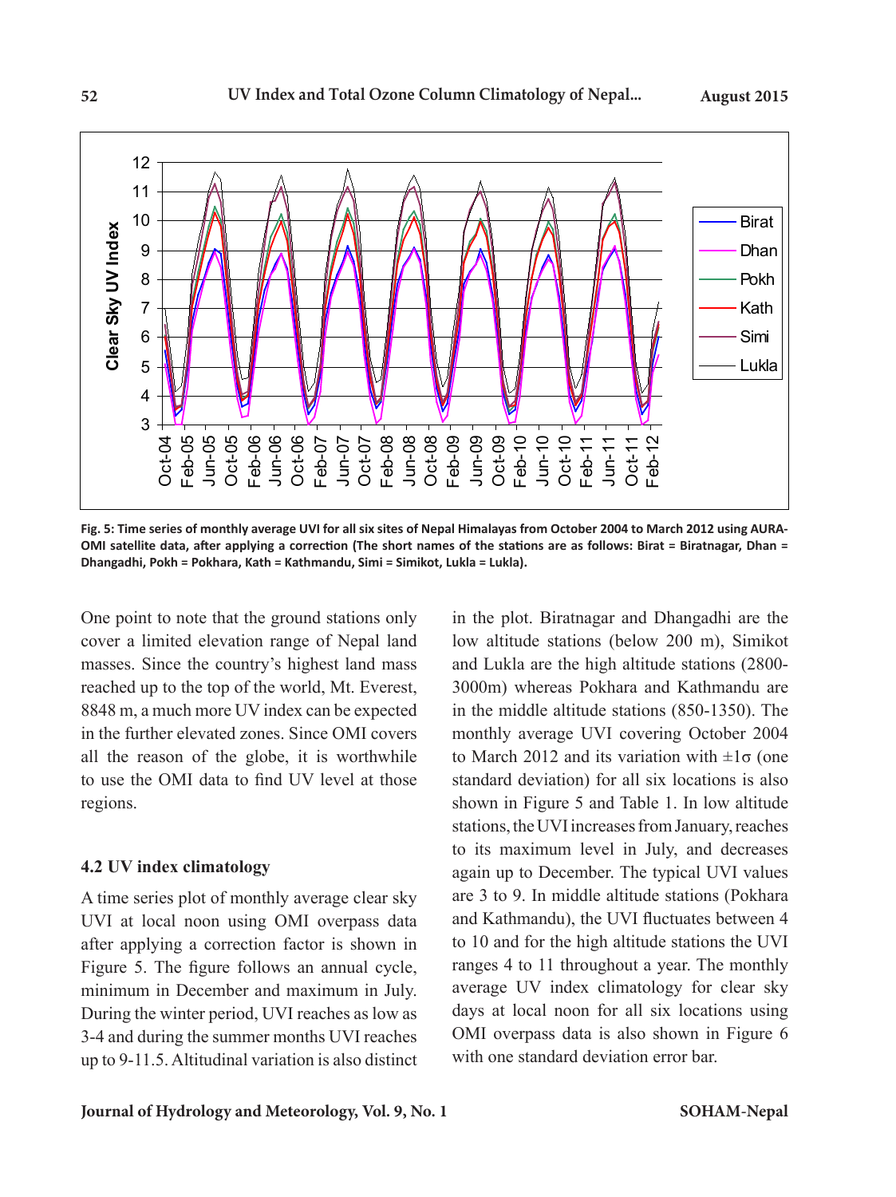Fig. 5: Time series of monthly average UVI for all six sites of Nepal Himalayas from October 2004 to March 2012 using AURA-OMI satellite data, after applying a correction (The short names of the stations are as follows: Birat = Biratnagar, Dhan = Dhangadhi, Pokh = Pokhara, Kath = Kathmandu, Simi = Simikot, Lukla = Lukla).

One point to note that the ground stations only cover a limited elevation range of Nepal land masses. Since the country's highest land mass reached up to the top of the world, Mt. Everest, 8848 m, a much more UV index can be expected in the further elevated zones. Since OMI covers all the reason of the globe, it is worthwhile to use the OMI data to find UV level at those regions.

## 4.2 UV index climatology

A time series plot of monthly average clear sky UVI at local noon using OMI overpass data after applying a correction factor is shown in Figure 5. The figure follows an annual cycle, minimum in December and maximum in July. During the winter period, UVI reaches as low as 3-4 and during the summer months UVI reaches up to 9-11.5. Altitudinal variation is also distinct in the plot. Biratnagar and Dhangadhi are the low altitude stations (below 200 m), Simikot and Lukla are the high altitude stations (2800-3000m) whereas Pokhara and Kathmandu are in the middle altitude stations (850-1350). The monthly average UVI covering October 2004 to March 2012 and its variation with $\pm 1\sigma$ (one standard deviation) for all six locations is also shown in Figure 5 and Table 1. In low altitude stations, the UVI increases from January, reaches to its maximum level in July, and decreases again up to December. The typical UVI values are 3 to 9. In middle altitude stations (Pokhara and Kathmandu), the UVI fluctuates between 4 to 10 and for the high altitude stations the UVI ranges 4 to 11 throughout a year. The monthly average UV index climatology for clear sky days at local noon for all six locations using OMI overpass data is also shown in Figure 6 with one standard deviation error bar.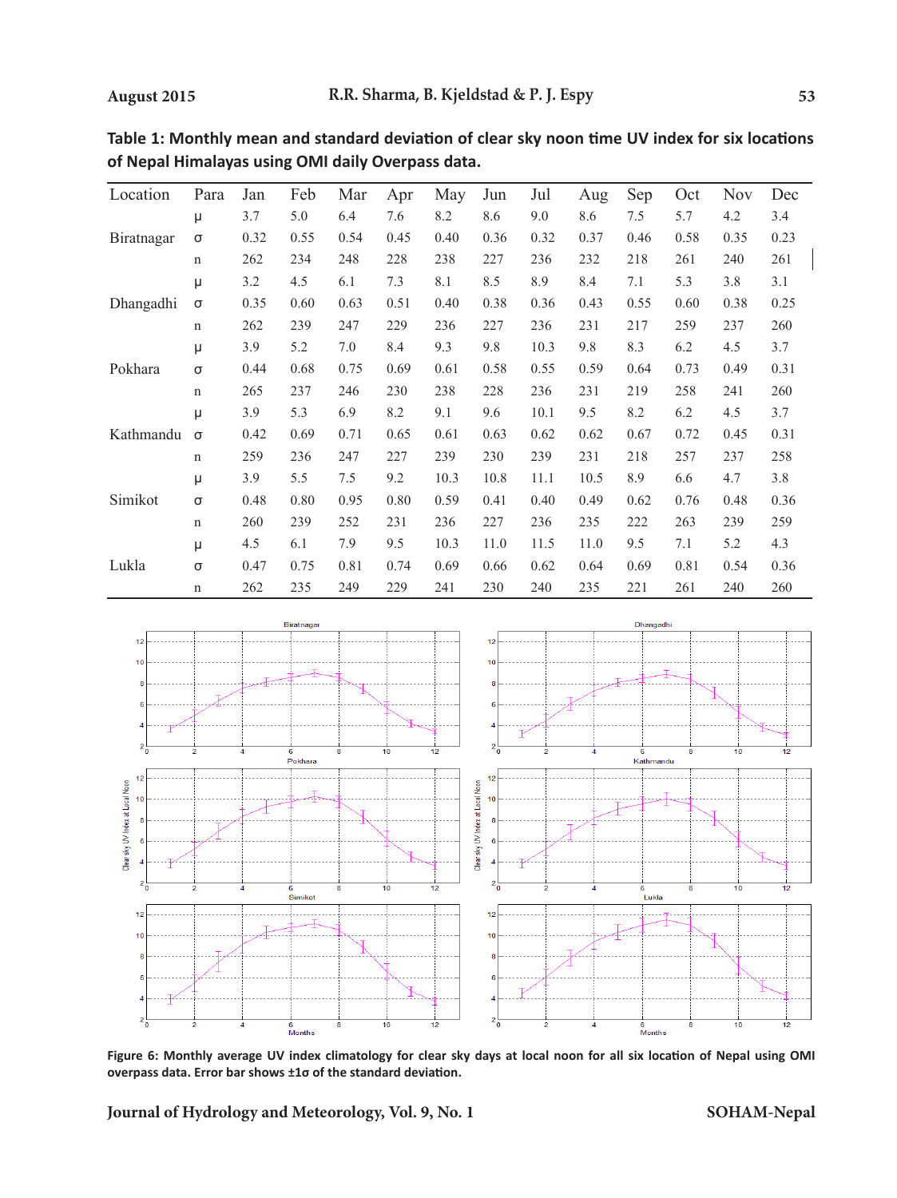**Table 1: Monthly mean and standard deviation of clear sky noon time UV index for six locations of Nepal Himalayas using OMI daily Overpass data.**

| Location | Para | Jan | Feb | Mar | Apr | May | Jun | Jul | Aug | Sep | Oct | Nov | Dec |
|---|---|---|---|---|---|---|---|---|---|---|---|---|---|
| | μ | 3.7 | 5.0 | 6.4 | 7.6 | 8.2 | 8.6 | 9.0 | 8.6 | 7.5 | 5.7 | 4.2 | 3.4 |
| Biratnagar | σ | 0.32 | 0.55 | 0.54 | 0.45 | 0.40 | 0.36 | 0.32 | 0.37 | 0.46 | 0.58 | 0.35 | 0.23 |
| | n | 262 | 234 | 248 | 228 | 238 | 227 | 236 | 232 | 218 | 261 | 240 | 261 |
| | μ | 3.2 | 4.5 | 6.1 | 7.3 | 8.1 | 8.5 | 8.9 | 8.4 | 7.1 | 5.3 | 3.8 | 3.1 |
| Dhangadhi | σ | 0.35 | 0.60 | 0.63 | 0.51 | 0.40 | 0.38 | 0.36 | 0.43 | 0.55 | 0.60 | 0.38 | 0.25 |
| | n | 262 | 239 | 247 | 229 | 236 | 227 | 236 | 231 | 217 | 259 | 237 | 260 |
| | μ | 3.9 | 5.2 | 7.0 | 8.4 | 9.3 | 9.8 | 10.3 | 9.8 | 8.3 | 6.2 | 4.5 | 3.7 |
| Pokhara | σ | 0.44 | 0.68 | 0.75 | 0.69 | 0.61 | 0.58 | 0.55 | 0.59 | 0.64 | 0.73 | 0.49 | 0.31 |
| | n | 265 | 237 | 246 | 230 | 238 | 228 | 236 | 231 | 219 | 258 | 241 | 260 |
| | μ | 3.9 | 5.3 | 6.9 | 8.2 | 9.1 | 9.6 | 10.1 | 9.5 | 8.2 | 6.2 | 4.5 | 3.7 |
| Kathmandu | σ | 0.42 | 0.69 | 0.71 | 0.65 | 0.61 | 0.63 | 0.62 | 0.62 | 0.67 | 0.72 | 0.45 | 0.31 |
| | n | 259 | 236 | 247 | 227 | 239 | 230 | 239 | 231 | 218 | 257 | 237 | 258 |
| | μ | 3.9 | 5.5 | 7.5 | 9.2 | 10.3 | 10.8 | 11.1 | 10.5 | 8.9 | 6.6 | 4.7 | 3.8 |
| Simikot | σ | 0.48 | 0.80 | 0.95 | 0.80 | 0.59 | 0.41 | 0.40 | 0.49 | 0.62 | 0.76 | 0.48 | 0.36 |
| | n | 260 | 239 | 252 | 231 | 236 | 227 | 236 | 235 | 222 | 263 | 239 | 259 |
| | μ | 4.5 | 6.1 | 7.9 | 9.5 | 10.3 | 11.0 | 11.5 | 11.0 | 9.5 | 7.1 | 5.2 | 4.3 |
| Lukla | σ | 0.47 | 0.75 | 0.81 | 0.74 | 0.69 | 0.66 | 0.62 | 0.64 | 0.69 | 0.81 | 0.54 | 0.36 |
| | n | 262 | 235 | 249 | 229 | 241 | 230 | 240 | 235 | 221 | 261 | 240 | 260 |

**Figure 6: Monthly average UV index climatology for clear sky days at local noon for all six location of Nepal using OMI overpass data. Error bar shows ±1σ of the standard deviation.**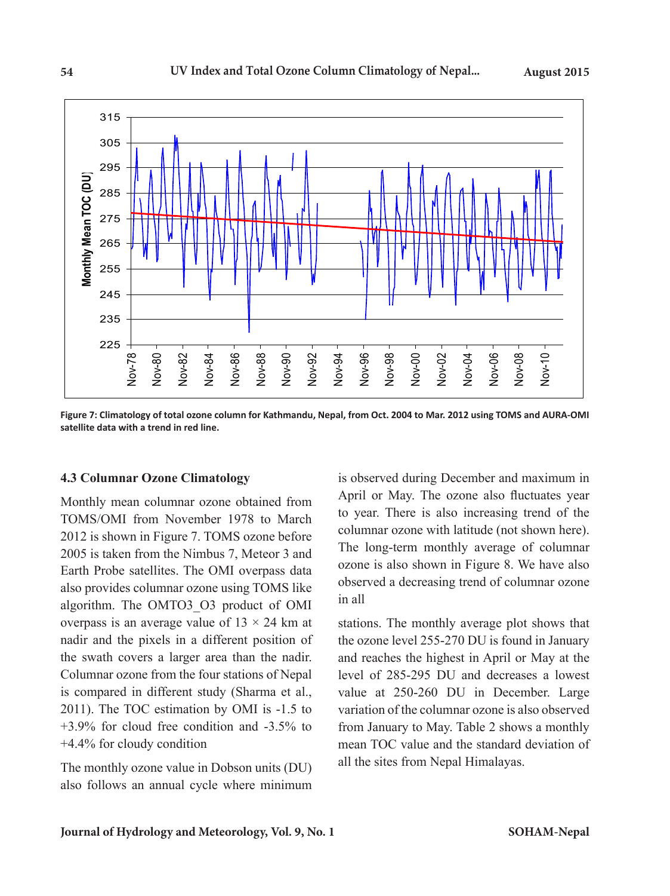Figure 7: Climatology of total ozone column for Kathmandu, Nepal, from Oct. 2004 to Mar. 2012 using TOMS and AURA-OMI satellite data with a trend in red line.

### 4.3 Columnar Ozone Climatology

Monthly mean columnar ozone obtained from TOMS/OMI from November 1978 to March 2012 is shown in Figure 7. TOMS ozone before 2005 is taken from the Nimbus 7, Meteor 3 and Earth Probe satellites. The OMI overpass data also provides columnar ozone using TOMS like algorithm. The OMTO3_O3 product of OMI overpass is an average value of 13 × 24 km at nadir and the pixels in a different position of the swath covers a larger area than the nadir. Columnar ozone from the four stations of Nepal is compared in different study (Sharma et al., 2011). The TOC estimation by OMI is -1.5 to +3.9% for cloud free condition and -3.5% to +4.4% for cloudy condition

The monthly ozone value in Dobson units (DU) also follows an annual cycle where minimum is observed during December and maximum in April or May. The ozone also fluctuates year to year. There is also increasing trend of the columnar ozone with latitude (not shown here). The long-term monthly average of columnar ozone is also shown in Figure 8. We have also observed a decreasing trend of columnar ozone in all

stations. The monthly average plot shows that the ozone level 255-270 DU is found in January and reaches the highest in April or May at the level of 285-295 DU and decreases a lowest value at 250-260 DU in December. Large variation of the columnar ozone is also observed from January to May. Table 2 shows a monthly mean TOC value and the standard deviation of all the sites from Nepal Himalayas.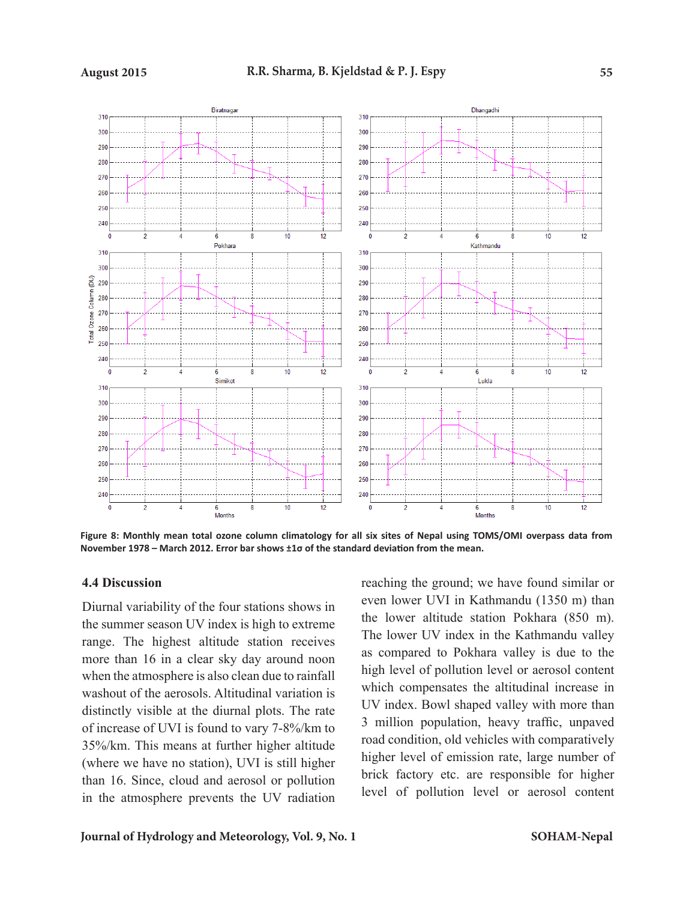**Figure 8: Monthly mean total ozone column climatology for all six sites of Nepal using TOMS/OMI overpass data from November 1978 – March 2012. Error bar shows ±1σ of the standard deviation from the mean.**

### 4.4 Discussion

Diurnal variability of the four stations shows in the summer season UV index is high to extreme range. The highest altitude station receives more than 16 in a clear sky day around noon when the atmosphere is also clean due to rainfall washout of the aerosols. Altitudinal variation is distinctly visible at the diurnal plots. The rate of increase of UVI is found to vary 7-8%/km to 35%/km. This means at further higher altitude (where we have no station), UVI is still higher than 16. Since, cloud and aerosol or pollution in the atmosphere prevents the UV radiation reaching the ground; we have found similar or even lower UVI in Kathmandu (1350 m) than the lower altitude station Pokhara (850 m). The lower UV index in the Kathmandu valley as compared to Pokhara valley is due to the high level of pollution level or aerosol content which compensates the altitudinal increase in UV index. Bowl shaped valley with more than 3 million population, heavy traffic, unpaved road condition, old vehicles with comparatively higher level of emission rate, large number of brick factory etc. are responsible for higher level of pollution level or aerosol content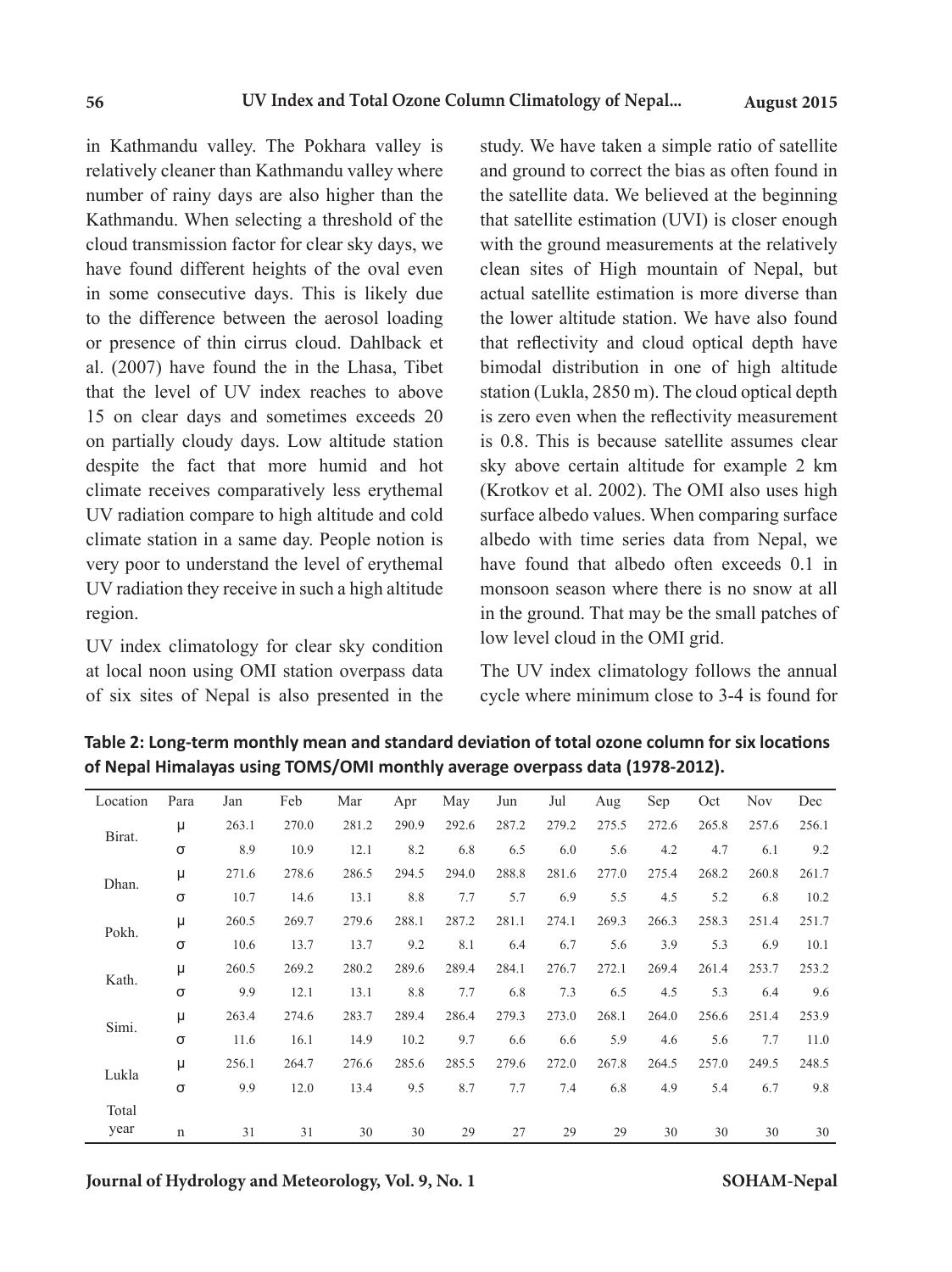in Kathmandu valley. The Pokhara valley is relatively cleaner than Kathmandu valley where number of rainy days are also higher than the Kathmandu. When selecting a threshold of the cloud transmission factor for clear sky days, we have found different heights of the oval even in some consecutive days. This is likely due to the difference between the aerosol loading or presence of thin cirrus cloud. Dahlback et al. (2007) have found the in the Lhasa, Tibet that the level of UV index reaches to above 15 on clear days and sometimes exceeds 20 on partially cloudy days. Low altitude station despite the fact that more humid and hot climate receives comparatively less erythemal UV radiation compare to high altitude and cold climate station in a same day. People notion is very poor to understand the level of erythemal UV radiation they receive in such a high altitude region.

UV index climatology for clear sky condition at local noon using OMI station overpass data of six sites of Nepal is also presented in the study. We have taken a simple ratio of satellite and ground to correct the bias as often found in the satellite data. We believed at the beginning that satellite estimation (UVI) is closer enough with the ground measurements at the relatively clean sites of High mountain of Nepal, but actual satellite estimation is more diverse than the lower altitude station. We have also found that reflectivity and cloud optical depth have bimodal distribution in one of high altitude station (Lukla, 2850 m). The cloud optical depth is zero even when the reflectivity measurement is 0.8. This is because satellite assumes clear sky above certain altitude for example 2 km (Krotkov et al. 2002). The OMI also uses high surface albedo values. When comparing surface albedo with time series data from Nepal, we have found that albedo often exceeds 0.1 in monsoon season where there is no snow at all in the ground. That may be the small patches of low level cloud in the OMI grid.

The UV index climatology follows the annual cycle where minimum close to 3-4 is found for

**Table 2: Long-term monthly mean and standard deviation of total ozone column for six locations of Nepal Himalayas using TOMS/OMI monthly average overpass data (1978-2012).**

| Location | Para | Jan | Feb | Mar | Apr | May | Jun | Jul | Aug | Sep | Oct | Nov | Dec |
|---|---|---|---|---|---|---|---|---|---|---|---|---|---|
| Birat. | μ | 263.1 | 270.0 | 281.2 | 290.9 | 292.6 | 287.2 | 279.2 | 275.5 | 272.6 | 265.8 | 257.6 | 256.1 |
| | σ | 8.9 | 10.9 | 12.1 | 8.2 | 6.8 | 6.5 | 6.0 | 5.6 | 4.2 | 4.7 | 6.1 | 9.2 |
| Dhan. | μ | 271.6 | 278.6 | 286.5 | 294.5 | 294.0 | 288.8 | 281.6 | 277.0 | 275.4 | 268.2 | 260.8 | 261.7 |
| | σ | 10.7 | 14.6 | 13.1 | 8.8 | 7.7 | 5.7 | 6.9 | 5.5 | 4.5 | 5.2 | 6.8 | 10.2 |
| Pokh. | μ | 260.5 | 269.7 | 279.6 | 288.1 | 287.2 | 281.1 | 274.1 | 269.3 | 266.3 | 258.3 | 251.4 | 251.7 |
| | σ | 10.6 | 13.7 | 13.7 | 9.2 | 8.1 | 6.4 | 6.7 | 5.6 | 3.9 | 5.3 | 6.9 | 10.1 |
| Kath. | μ | 260.5 | 269.2 | 280.2 | 289.6 | 289.4 | 284.1 | 276.7 | 272.1 | 269.4 | 261.4 | 253.7 | 253.2 |
| | σ | 9.9 | 12.1 | 13.1 | 8.8 | 7.7 | 6.8 | 7.3 | 6.5 | 4.5 | 5.3 | 6.4 | 9.6 |
| Simi. | μ | 263.4 | 274.6 | 283.7 | 289.4 | 286.4 | 279.3 | 273.0 | 268.1 | 264.0 | 256.6 | 251.4 | 253.9 |
| | σ | 11.6 | 16.1 | 14.9 | 10.2 | 9.7 | 6.6 | 6.6 | 5.9 | 4.6 | 5.6 | 7.7 | 11.0 |
| Lukla | μ | 256.1 | 264.7 | 276.6 | 285.6 | 285.5 | 279.6 | 272.0 | 267.8 | 264.5 | 257.0 | 249.5 | 248.5 |
| | σ | 9.9 | 12.0 | 13.4 | 9.5 | 8.7 | 7.7 | 7.4 | 6.8 | 4.9 | 5.4 | 6.7 | 9.8 |
| Total year | n | 31 | 31 | 30 | 30 | 29 | 27 | 29 | 29 | 30 | 30 | 30 | 30 |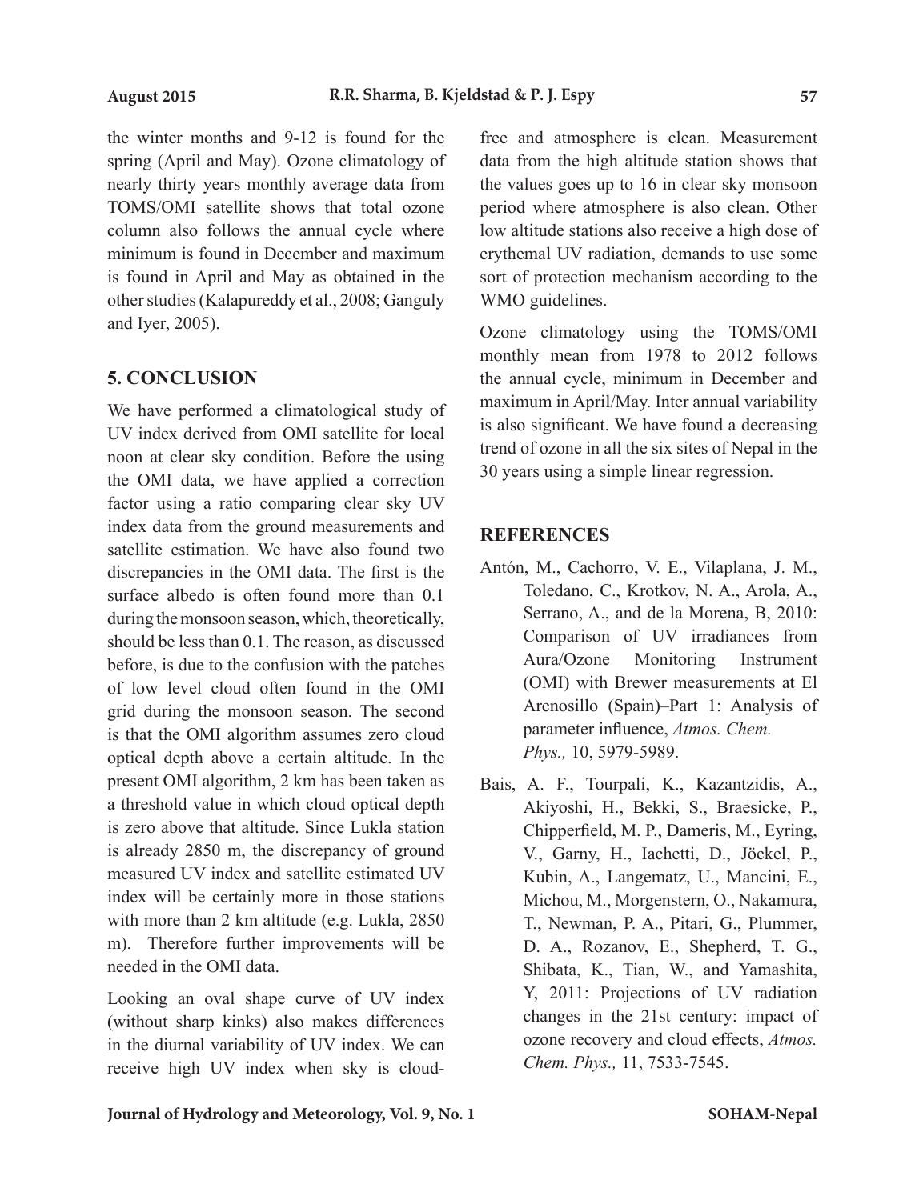the winter months and 9-12 is found for the spring (April and May). Ozone climatology of nearly thirty years monthly average data from TOMS/OMI satellite shows that total ozone column also follows the annual cycle where minimum is found in December and maximum is found in April and May as obtained in the other studies (Kalapureddy et al., 2008; Ganguly and Iyer, 2005).

## 5. CONCLUSION

We have performed a climatological study of UV index derived from OMI satellite for local noon at clear sky condition. Before the using the OMI data, we have applied a correction factor using a ratio comparing clear sky UV index data from the ground measurements and satellite estimation. We have also found two discrepancies in the OMI data. The first is the surface albedo is often found more than 0.1 during the monsoon season, which, theoretically, should be less than 0.1. The reason, as discussed before, is due to the confusion with the patches of low level cloud often found in the OMI grid during the monsoon season. The second is that the OMI algorithm assumes zero cloud optical depth above a certain altitude. In the present OMI algorithm, 2 km has been taken as a threshold value in which cloud optical depth is zero above that altitude. Since Lukla station is already 2850 m, the discrepancy of ground measured UV index and satellite estimated UV index will be certainly more in those stations with more than 2 km altitude (e.g. Lukla, 2850 m). Therefore further improvements will be needed in the OMI data.

Looking an oval shape curve of UV index (without sharp kinks) also makes differences in the diurnal variability of UV index. We can receive high UV index when sky is cloud-free and atmosphere is clean. Measurement data from the high altitude station shows that the values goes up to 16 in clear sky monsoon period where atmosphere is also clean. Other low altitude stations also receive a high dose of erythemal UV radiation, demands to use some sort of protection mechanism according to the WMO guidelines.

Ozone climatology using the TOMS/OMI monthly mean from 1978 to 2012 follows the annual cycle, minimum in December and maximum in April/May. Inter annual variability is also significant. We have found a decreasing trend of ozone in all the six sites of Nepal in the 30 years using a simple linear regression.

## REFERENCES

Antón, M., Cachorro, V. E., Vilaplana, J. M., Toledano, C., Krotkov, N. A., Arola, A., Serrano, A., and de la Morena, B, 2010: Comparison of UV irradiances from Aura/Ozone Monitoring Instrument (OMI) with Brewer measurements at El Arenosillo (Spain)–Part 1: Analysis of parameter influence, *Atmos. Chem. Phys.,* 10, 5979-5989.

Bais, A. F., Tourpali, K., Kazantzidis, A., Akiyoshi, H., Bekki, S., Braesicke, P., Chipperfield, M. P., Dameris, M., Eyring, V., Garny, H., Iachetti, D., Jöckel, P., Kubin, A., Langematz, U., Mancini, E., Michou, M., Morgenstern, O., Nakamura, T., Newman, P. A., Pitari, G., Plummer, D. A., Rozanov, E., Shepherd, T. G., Shibata, K., Tian, W., and Yamashita, Y, 2011: Projections of UV radiation changes in the 21st century: impact of ozone recovery and cloud effects, *Atmos. Chem. Phys.,* 11, 7533-7545.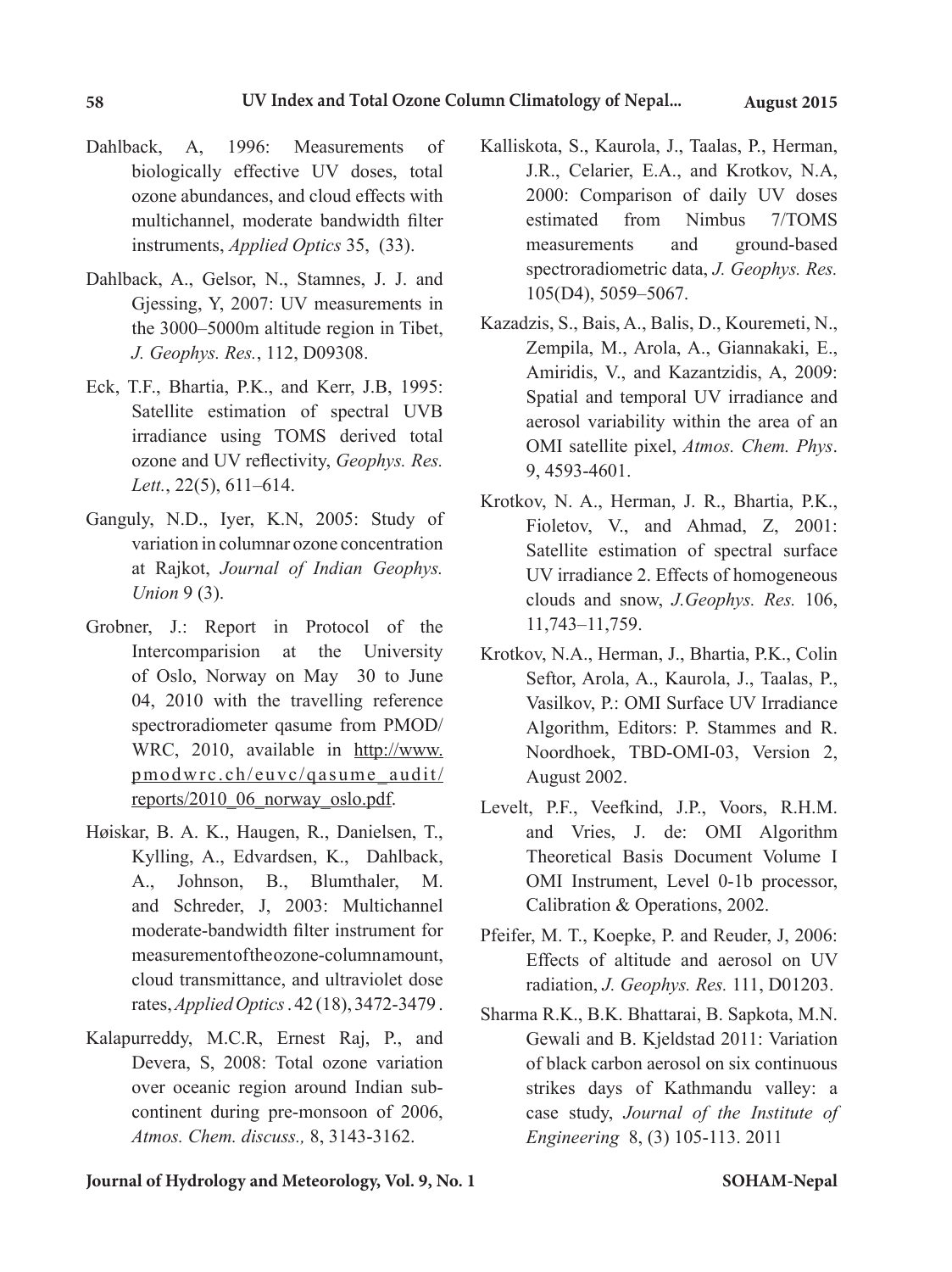Dahlback, A, 1996: Measurements of biologically effective UV doses, total ozone abundances, and cloud effects with multichannel, moderate bandwidth filter instruments, *Applied Optics* 35, (33).

Dahlback, A., Gelsor, N., Stamnes, J. J. and Gjessing, Y, 2007: UV measurements in the 3000–5000m altitude region in Tibet, *J. Geophys. Res.*, 112, D09308.

Eck, T.F., Bhartia, P.K., and Kerr, J.B, 1995: Satellite estimation of spectral UVB irradiance using TOMS derived total ozone and UV reflectivity, *Geophys. Res. Lett.*, 22(5), 611–614.

Ganguly, N.D., Iyer, K.N, 2005: Study of variation in columnar ozone concentration at Rajkot, *Journal of Indian Geophys. Union* 9 (3).

Grobner, J.: Report in Protocol of the Intercomparision at the University of Oslo, Norway on May 30 to June 04, 2010 with the travelling reference spectroradiometer qasume from PMOD/WRC, 2010, available in http://www.pmodwrc.ch/euvc/qasume_audit/reports/2010_06_norway_oslo.pdf.

Høiskar, B. A. K., Haugen, R., Danielsen, T., Kylling, A., Edvardsen, K., Dahlback, A., Johnson, B., Blumthaler, M. and Schreder, J, 2003: Multichannel moderate-bandwidth filter instrument for measurement of the ozone-column amount, cloud transmittance, and ultraviolet dose rates, *Applied Optics*. 42 (18), 3472-3479.

Kalapurreddy, M.C.R, Ernest Raj, P., and Devera, S, 2008: Total ozone variation over oceanic region around Indian sub-continent during pre-monsoon of 2006, *Atmos. Chem. discuss.,* 8, 3143-3162.

Kalliskota, S., Kaurola, J., Taalas, P., Herman, J.R., Celarier, E.A., and Krotkov, N.A, 2000: Comparison of daily UV doses estimated from Nimbus 7/TOMS measurements and ground-based spectroradiometric data, *J. Geophys. Res.* 105(D4), 5059–5067.

Kazadzis, S., Bais, A., Balis, D., Kouremeti, N., Zempila, M., Arola, A., Giannakaki, E., Amiridis, V., and Kazantzidis, A, 2009: Spatial and temporal UV irradiance and aerosol variability within the area of an OMI satellite pixel, *Atmos. Chem. Phys*. 9, 4593-4601.

Krotkov, N. A., Herman, J. R., Bhartia, P.K., Fioletov, V., and Ahmad, Z, 2001: Satellite estimation of spectral surface UV irradiance 2. Effects of homogeneous clouds and snow, *J.Geophys. Res.* 106, 11,743–11,759.

Krotkov, N.A., Herman, J., Bhartia, P.K., Colin Seftor, Arola, A., Kaurola, J., Taalas, P., Vasilkov, P.: OMI Surface UV Irradiance Algorithm, Editors: P. Stammes and R. Noordhoek, TBD-OMI-03, Version 2, August 2002.

Levelt, P.F., Veefkind, J.P., Voors, R.H.M. and Vries, J. de: OMI Algorithm Theoretical Basis Document Volume I OMI Instrument, Level 0-1b processor, Calibration & Operations, 2002.

Pfeifer, M. T., Koepke, P. and Reuder, J, 2006: Effects of altitude and aerosol on UV radiation, *J. Geophys. Res.* 111, D01203.

Sharma R.K., B.K. Bhattarai, B. Sapkota, M.N. Gewali and B. Kjeldstad 2011: Variation of black carbon aerosol on six continuous strikes days of Kathmandu valley: a case study, *Journal of the Institute of Engineering* 8, (3) 105-113. 2011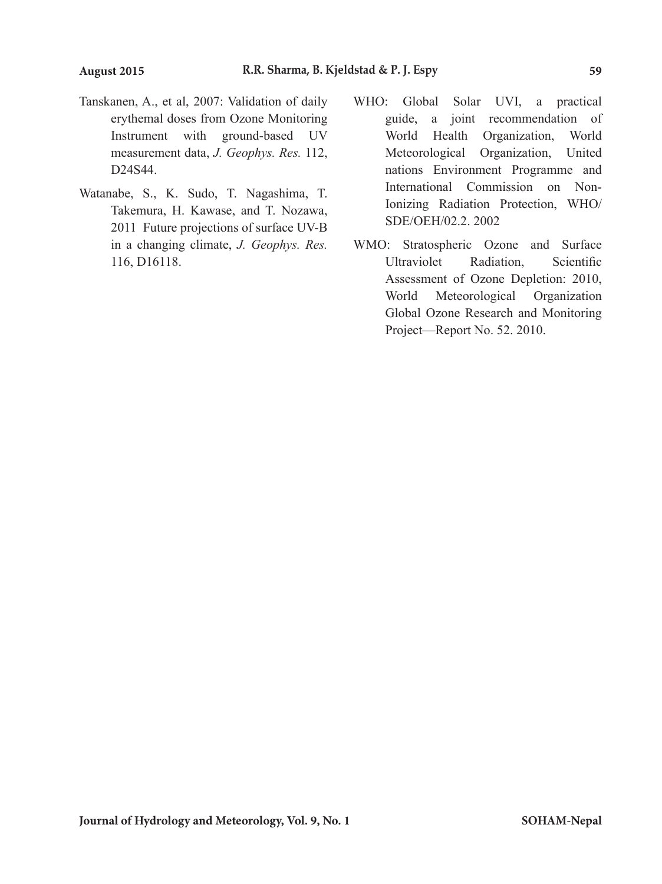Tanskanen, A., et al, 2007: Validation of daily erythemal doses from Ozone Monitoring Instrument with ground-based UV measurement data, *J. Geophys. Res.* 112, D24S44.

Watanabe, S., K. Sudo, T. Nagashima, T. Takemura, H. Kawase, and T. Nozawa, 2011 Future projections of surface UV-B in a changing climate, *J. Geophys. Res.* 116, D16118.

WHO: Global Solar UVI, a practical guide, a joint recommendation of World Health Organization, World Meteorological Organization, United nations Environment Programme and International Commission on Non-Ionizing Radiation Protection, WHO/SDE/OEH/02.2. 2002

WMO: Stratospheric Ozone and Surface Ultraviolet Radiation, Scientific Assessment of Ozone Depletion: 2010, World Meteorological Organization Global Ozone Research and Monitoring Project—Report No. 52. 2010.